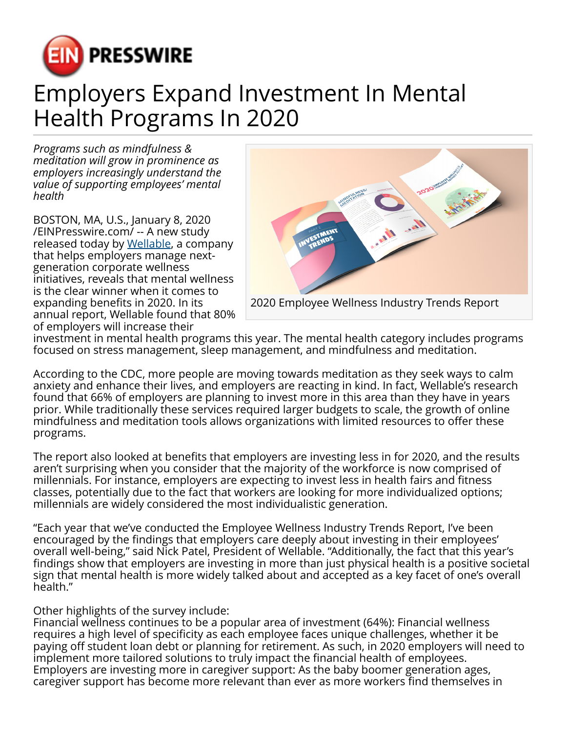# Employers Expand Investment In Mental Health Programs In 2020

*Programs such as mindfulness & meditation will grow in prominence as employers increasingly understand the value of supporting employees' mental health*

2020 Employee Wellness Industry Trends Report

BOSTON, MA, U.S., January 8, 2020 /EINPresswire.com/ -- A new study released today by Wellable, a company that helps employers manage next-generation corporate wellness initiatives, reveals that mental wellness is the clear winner when it comes to expanding benefits in 2020. In its annual report, Wellable found that 80% of employers will increase their investment in mental health programs this year. The mental health category includes programs focused on stress management, sleep management, and mindfulness and meditation.

According to the CDC, more people are moving towards meditation as they seek ways to calm anxiety and enhance their lives, and employers are reacting in kind. In fact, Wellable's research found that 66% of employers are planning to invest more in this area than they have in years prior. While traditionally these services required larger budgets to scale, the growth of online mindfulness and meditation tools allows organizations with limited resources to offer these programs.

The report also looked at benefits that employers are investing less in for 2020, and the results aren't surprising when you consider that the majority of the workforce is now comprised of millennials. For instance, employers are expecting to invest less in health fairs and fitness classes, potentially due to the fact that workers are looking for more individualized options; millennials are widely considered the most individualistic generation.

"Each year that we've conducted the Employee Wellness Industry Trends Report, I've been encouraged by the findings that employers care deeply about investing in their employees' overall well-being," said Nick Patel, President of Wellable. "Additionally, the fact that this year's findings show that employers are investing in more than just physical health is a positive societal sign that mental health is more widely talked about and accepted as a key facet of one's overall health."

Other highlights of the survey include:
Financial wellness continues to be a popular area of investment (64%): Financial wellness requires a high level of specificity as each employee faces unique challenges, whether it be paying off student loan debt or planning for retirement. As such, in 2020 employers will need to implement more tailored solutions to truly impact the financial health of employees.
Employers are investing more in caregiver support: As the baby boomer generation ages, caregiver support has become more relevant than ever as more workers find themselves in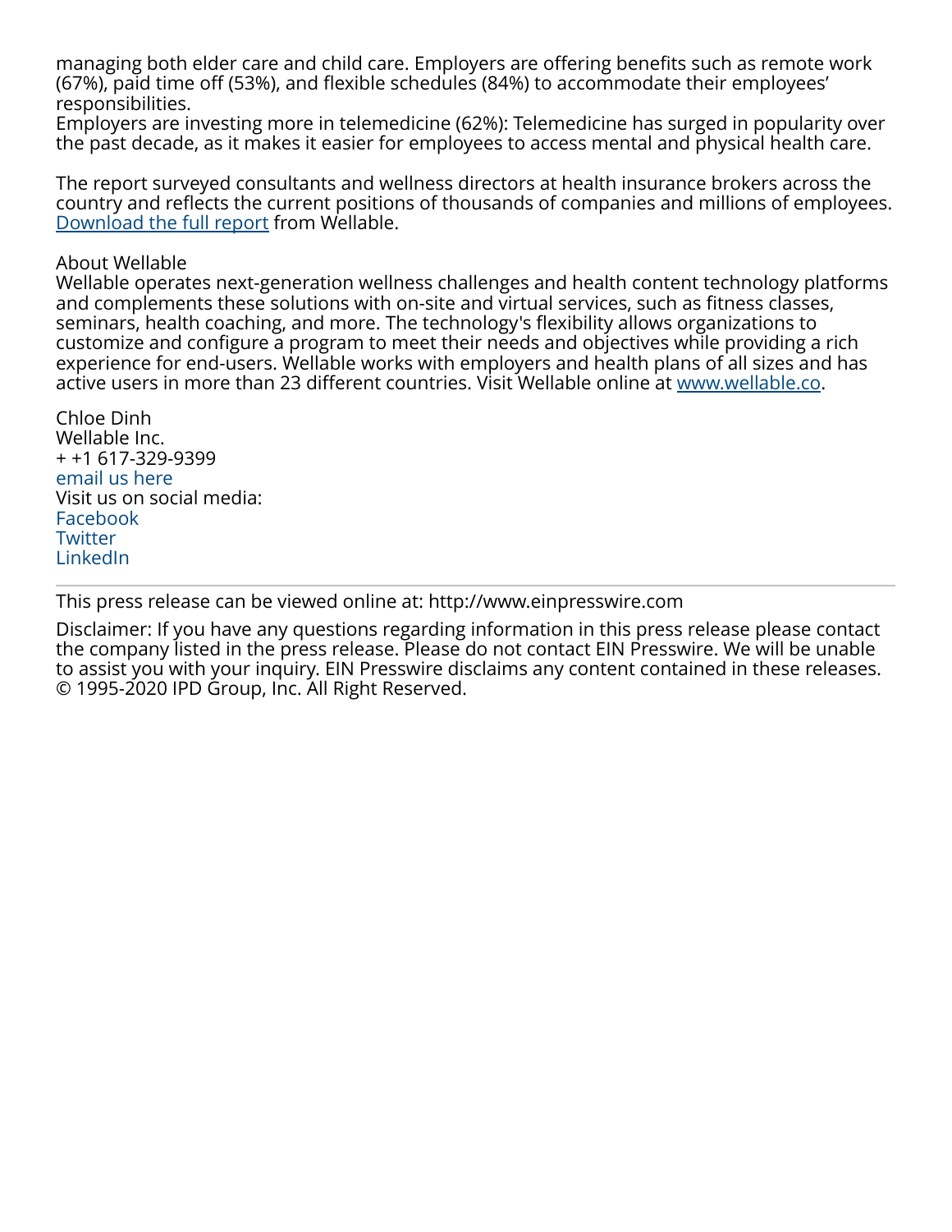managing both elder care and child care. Employers are offering benefits such as remote work (67%), paid time off (53%), and flexible schedules (84%) to accommodate their employees' responsibilities.

Employers are investing more in telemedicine (62%): Telemedicine has surged in popularity over the past decade, as it makes it easier for employees to access mental and physical health care.

The report surveyed consultants and wellness directors at health insurance brokers across the country and reflects the current positions of thousands of companies and millions of employees. Download the full report from Wellable.

About Wellable

Wellable operates next-generation wellness challenges and health content technology platforms and complements these solutions with on-site and virtual services, such as fitness classes, seminars, health coaching, and more. The technology's flexibility allows organizations to customize and configure a program to meet their needs and objectives while providing a rich experience for end-users. Wellable works with employers and health plans of all sizes and has active users in more than 23 different countries. Visit Wellable online at www.wellable.co.

Chloe Dinh
Wellable Inc.
+ +1 617-329-9399
email us here
Visit us on social media:
Facebook
Twitter
LinkedIn

---

This press release can be viewed online at: http://www.einpresswire.com

Disclaimer: If you have any questions regarding information in this press release please contact the company listed in the press release. Please do not contact EIN Presswire. We will be unable to assist you with your inquiry. EIN Presswire disclaims any content contained in these releases. © 1995-2020 IPD Group, Inc. All Right Reserved.